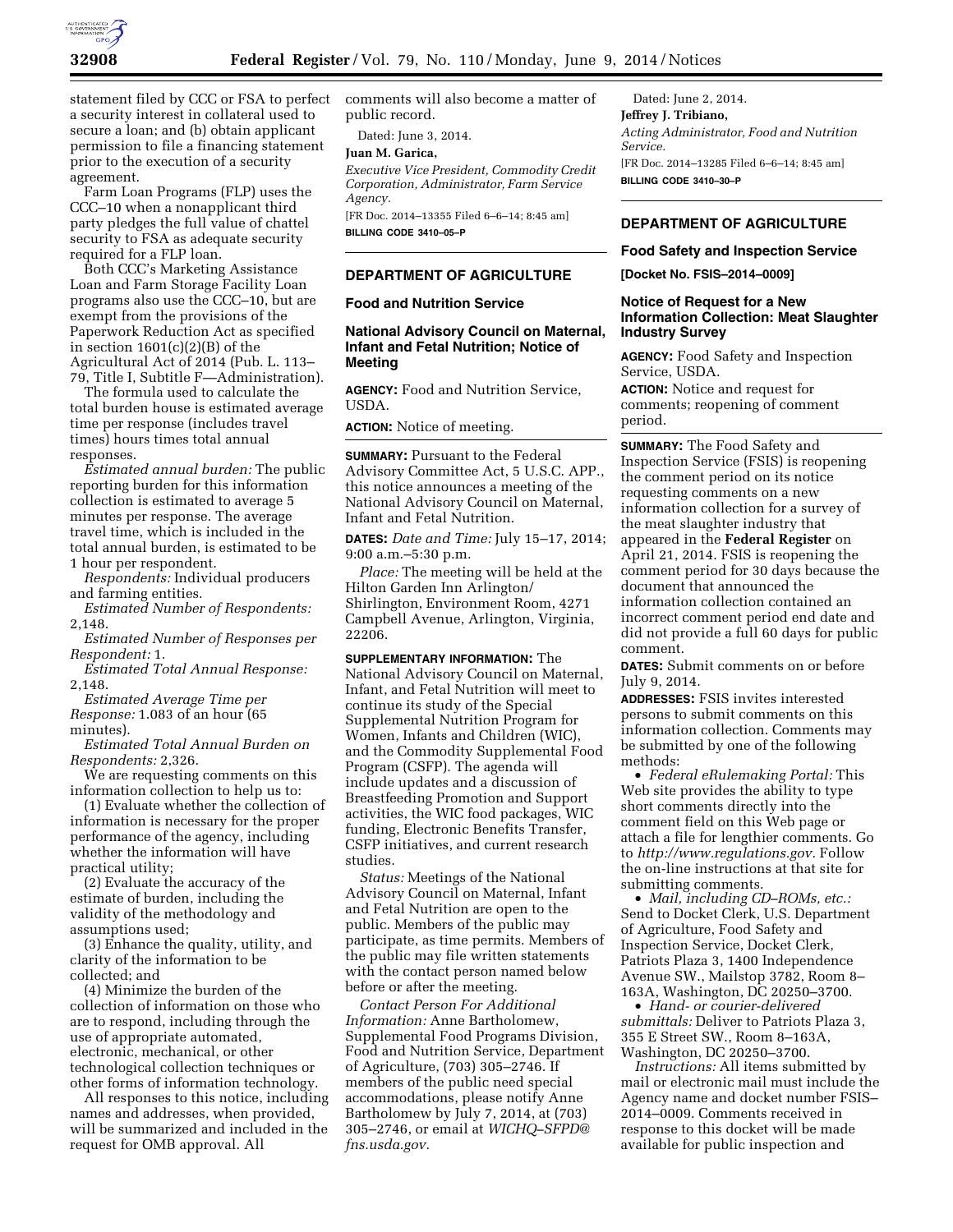statement filed by CCC or FSA to perfect a security interest in collateral used to secure a loan; and (b) obtain applicant permission to file a financing statement prior to the execution of a security agreement.

Farm Loan Programs (FLP) uses the CCC–10 when a nonapplicant third party pledges the full value of chattel security to FSA as adequate security required for a FLP loan.

Both CCC's Marketing Assistance Loan and Farm Storage Facility Loan programs also use the CCC–10, but are exempt from the provisions of the Paperwork Reduction Act as specified in section 1601(c)(2)(B) of the Agricultural Act of 2014 (Pub. L. 113–79, Title I, Subtitle F—Administration).

The formula used to calculate the total burden house is estimated average time per response (includes travel times) hours times total annual responses.

*Estimated annual burden:* The public reporting burden for this information collection is estimated to average 5 minutes per response. The average travel time, which is included in the total annual burden, is estimated to be 1 hour per respondent.

*Respondents:* Individual producers and farming entities.

*Estimated Number of Respondents:* 2,148.

*Estimated Number of Responses per Respondent:* 1.

*Estimated Total Annual Response:* 2,148.

*Estimated Average Time per Response:* 1.083 of an hour (65 minutes).

*Estimated Total Annual Burden on Respondents:* 2,326.

We are requesting comments on this information collection to help us to:

(1) Evaluate whether the collection of information is necessary for the proper performance of the agency, including whether the information will have practical utility;

(2) Evaluate the accuracy of the estimate of burden, including the validity of the methodology and assumptions used;

(3) Enhance the quality, utility, and clarity of the information to be collected; and

(4) Minimize the burden of the collection of information on those who are to respond, including through the use of appropriate automated, electronic, mechanical, or other technological collection techniques or other forms of information technology.

All responses to this notice, including names and addresses, when provided, will be summarized and included in the request for OMB approval. All comments will also become a matter of public record.

Dated: June 3, 2014.

**Juan M. Garica,**

*Executive Vice President, Commodity Credit Corporation, Administrator, Farm Service Agency.*

[FR Doc. 2014–13355 Filed 6–6–14; 8:45 am]

**BILLING CODE 3410–05–P**

---

## DEPARTMENT OF AGRICULTURE

### Food and Nutrition Service

### National Advisory Council on Maternal, Infant and Fetal Nutrition; Notice of Meeting

**AGENCY:** Food and Nutrition Service, USDA.

**ACTION:** Notice of meeting.

**SUMMARY:** Pursuant to the Federal Advisory Committee Act, 5 U.S.C. APP., this notice announces a meeting of the National Advisory Council on Maternal, Infant and Fetal Nutrition.

**DATES:** *Date and Time:* July 15–17, 2014; 9:00 a.m.–5:30 p.m.

*Place:* The meeting will be held at the Hilton Garden Inn Arlington/Shirlington, Environment Room, 4271 Campbell Avenue, Arlington, Virginia, 22206.

**SUPPLEMENTARY INFORMATION:** The National Advisory Council on Maternal, Infant, and Fetal Nutrition will meet to continue its study of the Special Supplemental Nutrition Program for Women, Infants and Children (WIC), and the Commodity Supplemental Food Program (CSFP). The agenda will include updates and a discussion of Breastfeeding Promotion and Support activities, the WIC food packages, WIC funding, Electronic Benefits Transfer, CSFP initiatives, and current research studies.

*Status:* Meetings of the National Advisory Council on Maternal, Infant and Fetal Nutrition are open to the public. Members of the public may participate, as time permits. Members of the public may file written statements with the contact person named below before or after the meeting.

*Contact Person For Additional Information:* Anne Bartholomew, Supplemental Food Programs Division, Food and Nutrition Service, Department of Agriculture, (703) 305–2746. If members of the public need special accommodations, please notify Anne Bartholomew by July 7, 2014, at (703) 305–2746, or email at *WICHQ–SFPD@fns.usda.gov.*

Dated: June 2, 2014.

**Jeffrey J. Tribiano,**

*Acting Administrator, Food and Nutrition Service.*

[FR Doc. 2014–13285 Filed 6–6–14; 8:45 am]

**BILLING CODE 3410–30–P**

---

## DEPARTMENT OF AGRICULTURE

### Food Safety and Inspection Service

**[Docket No. FSIS–2014–0009]**

### Notice of Request for a New Information Collection: Meat Slaughter Industry Survey

**AGENCY:** Food Safety and Inspection Service, USDA.

**ACTION:** Notice and request for comments; reopening of comment period.

**SUMMARY:** The Food Safety and Inspection Service (FSIS) is reopening the comment period on its notice requesting comments on a new information collection for a survey of the meat slaughter industry that appeared in the **Federal Register** on April 21, 2014. FSIS is reopening the comment period for 30 days because the document that announced the information collection contained an incorrect comment period end date and did not provide a full 60 days for public comment.

**DATES:** Submit comments on or before July 9, 2014.

**ADDRESSES:** FSIS invites interested persons to submit comments on this information collection. Comments may be submitted by one of the following methods:

- *Federal eRulemaking Portal:* This Web site provides the ability to type short comments directly into the comment field on this Web page or attach a file for lengthier comments. Go to *http://www.regulations.gov.* Follow the on-line instructions at that site for submitting comments.
- *Mail, including CD–ROMs, etc.:* Send to Docket Clerk, U.S. Department of Agriculture, Food Safety and Inspection Service, Docket Clerk, Patriots Plaza 3, 1400 Independence Avenue SW., Mailstop 3782, Room 8–163A, Washington, DC 20250–3700.
- *Hand- or courier-delivered submittals:* Deliver to Patriots Plaza 3, 355 E Street SW., Room 8–163A, Washington, DC 20250–3700.

*Instructions:* All items submitted by mail or electronic mail must include the Agency name and docket number FSIS–2014–0009. Comments received in response to this docket will be made available for public inspection and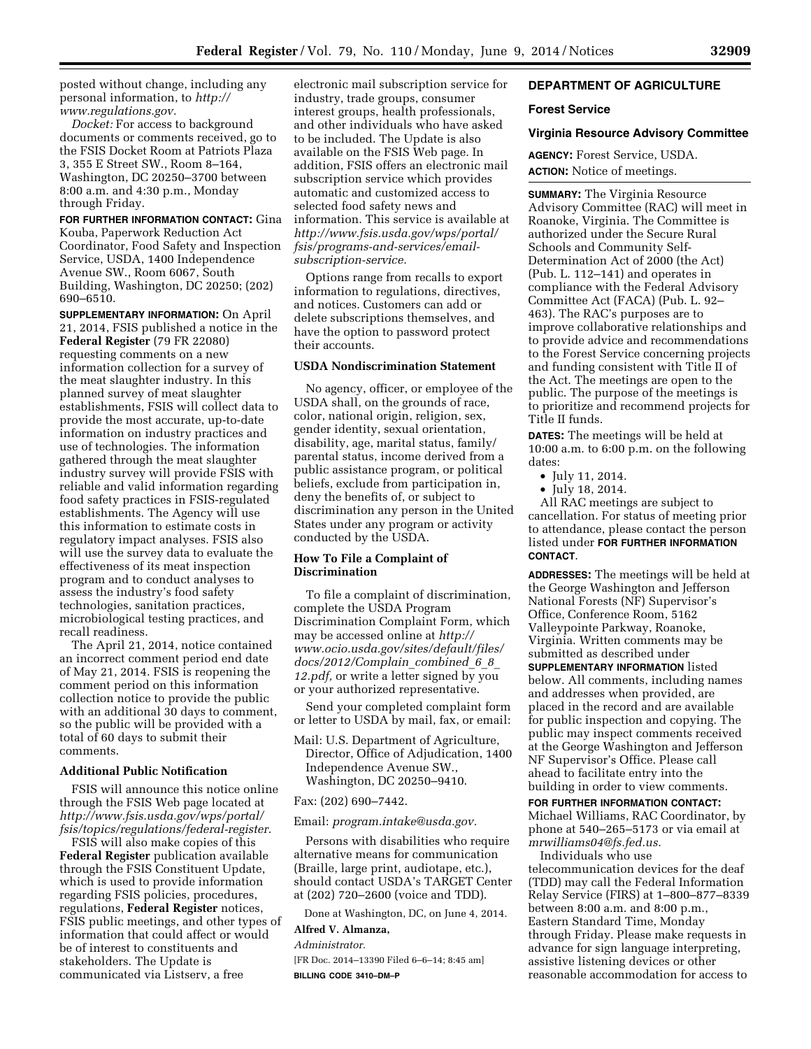posted without change, including any personal information, to *http://www.regulations.gov.*

*Docket:* For access to background documents or comments received, go to the FSIS Docket Room at Patriots Plaza 3, 355 E Street SW., Room 8–164, Washington, DC 20250–3700 between 8:00 a.m. and 4:30 p.m., Monday through Friday.

**FOR FURTHER INFORMATION CONTACT:** Gina Kouba, Paperwork Reduction Act Coordinator, Food Safety and Inspection Service, USDA, 1400 Independence Avenue SW., Room 6067, South Building, Washington, DC 20250; (202) 690–6510.

**SUPPLEMENTARY INFORMATION:** On April 21, 2014, FSIS published a notice in the **Federal Register** (79 FR 22080) requesting comments on a new information collection for a survey of the meat slaughter industry. In this planned survey of meat slaughter establishments, FSIS will collect data to provide the most accurate, up-to-date information on industry practices and use of technologies. The information gathered through the meat slaughter industry survey will provide FSIS with reliable and valid information regarding food safety practices in FSIS-regulated establishments. The Agency will use this information to estimate costs in regulatory impact analyses. FSIS also will use the survey data to evaluate the effectiveness of its meat inspection program and to conduct analyses to assess the industry's food safety technologies, sanitation practices, microbiological testing practices, and recall readiness.

The April 21, 2014, notice contained an incorrect comment period end date of May 21, 2014. FSIS is reopening the comment period on this information collection notice to provide the public with an additional 30 days to comment, so the public will be provided with a total of 60 days to submit their comments.

### Additional Public Notification

FSIS will announce this notice online through the FSIS Web page located at *http://www.fsis.usda.gov/wps/portal/fsis/topics/regulations/federal-register.*

FSIS will also make copies of this **Federal Register** publication available through the FSIS Constituent Update, which is used to provide information regarding FSIS policies, procedures, regulations, **Federal Register** notices, FSIS public meetings, and other types of information that could affect or would be of interest to constituents and stakeholders. The Update is communicated via Listserv, a free electronic mail subscription service for industry, trade groups, consumer interest groups, health professionals, and other individuals who have asked to be included. The Update is also available on the FSIS Web page. In addition, FSIS offers an electronic mail subscription service which provides automatic and customized access to selected food safety news and information. This service is available at *http://www.fsis.usda.gov/wps/portal/fsis/programs-and-services/email-subscription-service.*

Options range from recalls to export information to regulations, directives, and notices. Customers can add or delete subscriptions themselves, and have the option to password protect their accounts.

### USDA Nondiscrimination Statement

No agency, officer, or employee of the USDA shall, on the grounds of race, color, national origin, religion, sex, gender identity, sexual orientation, disability, age, marital status, family/parental status, income derived from a public assistance program, or political beliefs, exclude from participation in, deny the benefits of, or subject to discrimination any person in the United States under any program or activity conducted by the USDA.

### How To File a Complaint of Discrimination

To file a complaint of discrimination, complete the USDA Program Discrimination Complaint Form, which may be accessed online at *http://www.ocio.usda.gov/sites/default/files/docs/2012/Complain_combined_6_8_12.pdf,* or write a letter signed by you or your authorized representative.

Send your completed complaint form or letter to USDA by mail, fax, or email:

Mail: U.S. Department of Agriculture, Director, Office of Adjudication, 1400 Independence Avenue SW., Washington, DC 20250–9410.

Fax: (202) 690–7442.

Email: *program.intake@usda.gov.*

Persons with disabilities who require alternative means for communication (Braille, large print, audiotape, etc.), should contact USDA's TARGET Center at (202) 720–2600 (voice and TDD).

Done at Washington, DC, on June 4, 2014.

**Alfred V. Almanza,**

*Administrator.*

[FR Doc. 2014–13390 Filed 6–6–14; 8:45 am]

**BILLING CODE 3410–DM–P**

---

## DEPARTMENT OF AGRICULTURE

### Forest Service

### Virginia Resource Advisory Committee

**AGENCY:** Forest Service, USDA.

**ACTION:** Notice of meetings.

**SUMMARY:** The Virginia Resource Advisory Committee (RAC) will meet in Roanoke, Virginia. The Committee is authorized under the Secure Rural Schools and Community Self-Determination Act of 2000 (the Act) (Pub. L. 112–141) and operates in compliance with the Federal Advisory Committee Act (FACA) (Pub. L. 92–463). The RAC's purposes are to improve collaborative relationships and to provide advice and recommendations to the Forest Service concerning projects and funding consistent with Title II of the Act. The meetings are open to the public. The purpose of the meetings is to prioritize and recommend projects for Title II funds.

**DATES:** The meetings will be held at 10:00 a.m. to 6:00 p.m. on the following dates:

- July 11, 2014.
- July 18, 2014.

All RAC meetings are subject to cancellation. For status of meeting prior to attendance, please contact the person listed under **FOR FURTHER INFORMATION CONTACT**.

**ADDRESSES:** The meetings will be held at the George Washington and Jefferson National Forests (NF) Supervisor's Office, Conference Room, 5162 Valleypointe Parkway, Roanoke, Virginia. Written comments may be submitted as described under **SUPPLEMENTARY INFORMATION** listed below. All comments, including names and addresses when provided, are placed in the record and are available for public inspection and copying. The public may inspect comments received at the George Washington and Jefferson NF Supervisor's Office. Please call ahead to facilitate entry into the building in order to view comments.

**FOR FURTHER INFORMATION CONTACT:** Michael Williams, RAC Coordinator, by phone at 540–265–5173 or via email at *mrwilliams04@fs.fed.us.*

Individuals who use telecommunication devices for the deaf (TDD) may call the Federal Information Relay Service (FIRS) at 1–800–877–8339 between 8:00 a.m. and 8:00 p.m., Eastern Standard Time, Monday through Friday. Please make requests in advance for sign language interpreting, assistive listening devices or other reasonable accommodation for access to